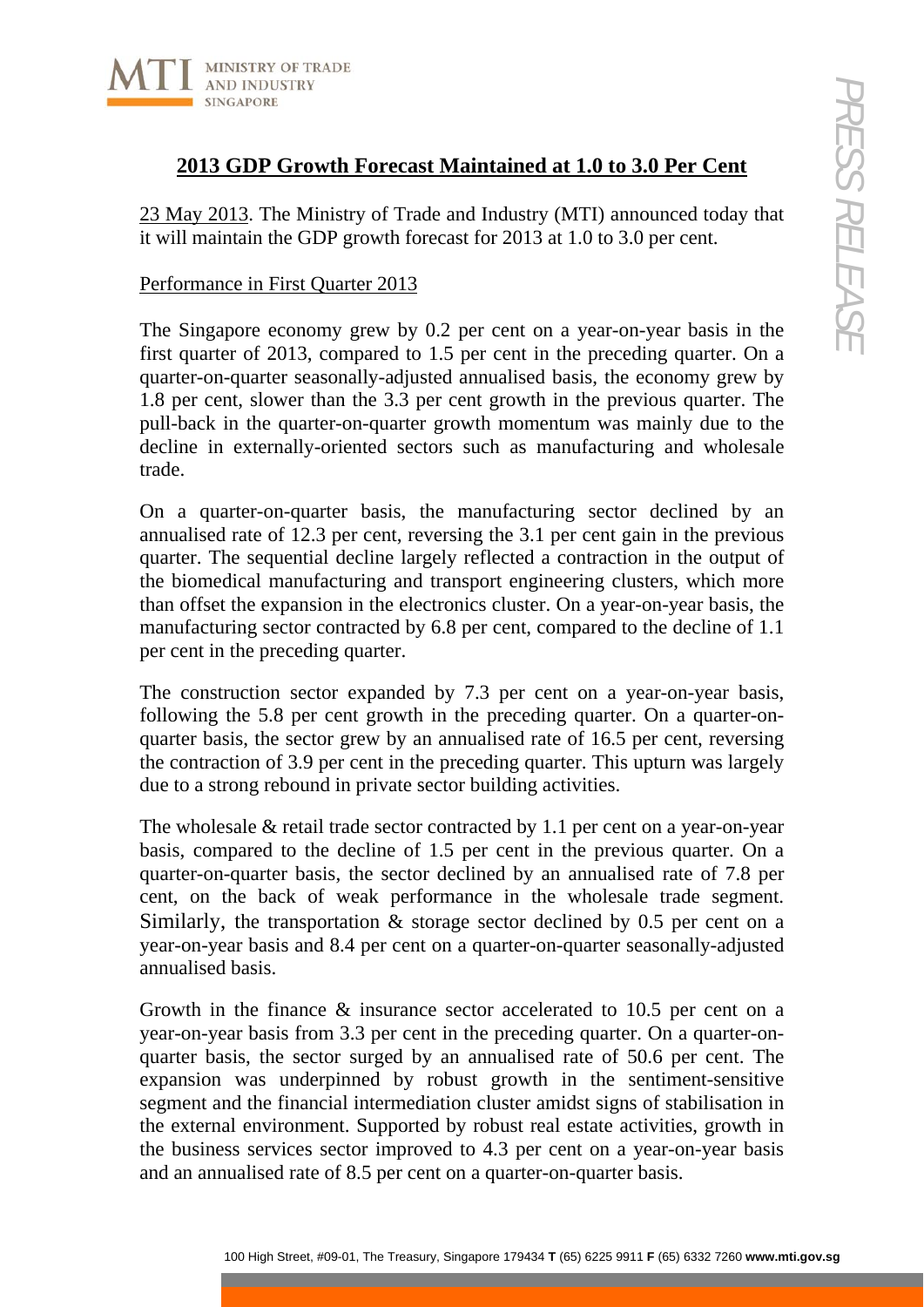# 2013 GDP Growth Forecast Maintained at 1.0 to 3.0 Per Cent

23 May 2013. The Ministry of Trade and Industry (MTI) announced today that it will maintain the GDP growth forecast for 2013 at 1.0 to 3.0 per cent.

## Performance in First Quarter 2013

The Singapore economy grew by 0.2 per cent on a year-on-year basis in the first quarter of 2013, compared to 1.5 per cent in the preceding quarter. On a quarter-on-quarter seasonally-adjusted annualised basis, the economy grew by 1.8 per cent, slower than the 3.3 per cent growth in the previous quarter. The pull-back in the quarter-on-quarter growth momentum was mainly due to the decline in externally-oriented sectors such as manufacturing and wholesale trade.

On a quarter-on-quarter basis, the manufacturing sector declined by an annualised rate of 12.3 per cent, reversing the 3.1 per cent gain in the previous quarter. The sequential decline largely reflected a contraction in the output of the biomedical manufacturing and transport engineering clusters, which more than offset the expansion in the electronics cluster. On a year-on-year basis, the manufacturing sector contracted by 6.8 per cent, compared to the decline of 1.1 per cent in the preceding quarter.

The construction sector expanded by 7.3 per cent on a year-on-year basis, following the 5.8 per cent growth in the preceding quarter. On a quarter-on-quarter basis, the sector grew by an annualised rate of 16.5 per cent, reversing the contraction of 3.9 per cent in the preceding quarter. This upturn was largely due to a strong rebound in private sector building activities.

The wholesale & retail trade sector contracted by 1.1 per cent on a year-on-year basis, compared to the decline of 1.5 per cent in the previous quarter. On a quarter-on-quarter basis, the sector declined by an annualised rate of 7.8 per cent, on the back of weak performance in the wholesale trade segment. Similarly, the transportation & storage sector declined by 0.5 per cent on a year-on-year basis and 8.4 per cent on a quarter-on-quarter seasonally-adjusted annualised basis.

Growth in the finance & insurance sector accelerated to 10.5 per cent on a year-on-year basis from 3.3 per cent in the preceding quarter. On a quarter-on-quarter basis, the sector surged by an annualised rate of 50.6 per cent. The expansion was underpinned by robust growth in the sentiment-sensitive segment and the financial intermediation cluster amidst signs of stabilisation in the external environment. Supported by robust real estate activities, growth in the business services sector improved to 4.3 per cent on a year-on-year basis and an annualised rate of 8.5 per cent on a quarter-on-quarter basis.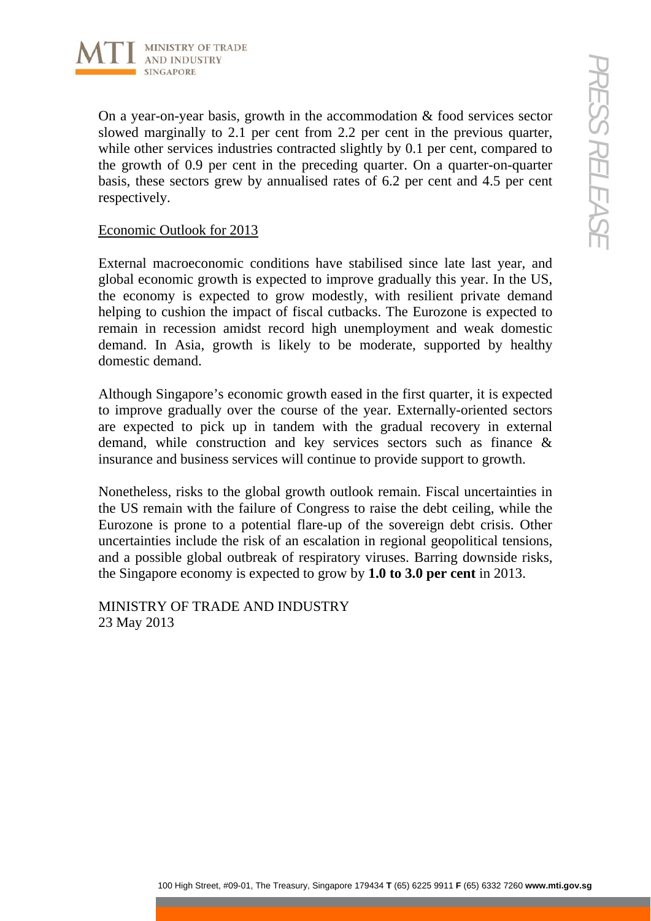On a year-on-year basis, growth in the accommodation & food services sector slowed marginally to 2.1 per cent from 2.2 per cent in the previous quarter, while other services industries contracted slightly by 0.1 per cent, compared to the growth of 0.9 per cent in the preceding quarter. On a quarter-on-quarter basis, these sectors grew by annualised rates of 6.2 per cent and 4.5 per cent respectively.

## Economic Outlook for 2013

External macroeconomic conditions have stabilised since late last year, and global economic growth is expected to improve gradually this year. In the US, the economy is expected to grow modestly, with resilient private demand helping to cushion the impact of fiscal cutbacks. The Eurozone is expected to remain in recession amidst record high unemployment and weak domestic demand. In Asia, growth is likely to be moderate, supported by healthy domestic demand.

Although Singapore's economic growth eased in the first quarter, it is expected to improve gradually over the course of the year. Externally-oriented sectors are expected to pick up in tandem with the gradual recovery in external demand, while construction and key services sectors such as finance & insurance and business services will continue to provide support to growth.

Nonetheless, risks to the global growth outlook remain. Fiscal uncertainties in the US remain with the failure of Congress to raise the debt ceiling, while the Eurozone is prone to a potential flare-up of the sovereign debt crisis. Other uncertainties include the risk of an escalation in regional geopolitical tensions, and a possible global outbreak of respiratory viruses. Barring downside risks, the Singapore economy is expected to grow by **1.0 to 3.0 per cent** in 2013.

MINISTRY OF TRADE AND INDUSTRY
23 May 2013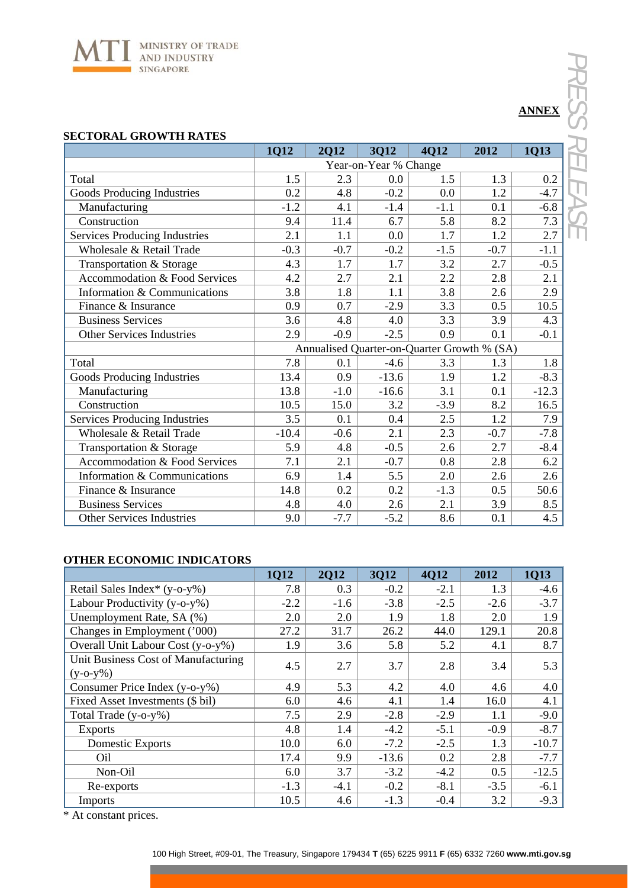**ANNEX**

**SECTORAL GROWTH RATES**

| | 1Q12 | 2Q12 | 3Q12 | 4Q12 | 2012 | 1Q13 |
|---|---|---|---|---|---|---|
| | Year-on-Year % Change | | | | | |
| Total | 1.5 | 2.3 | 0.0 | 1.5 | 1.3 | 0.2 |
| Goods Producing Industries | 0.2 | 4.8 | -0.2 | 0.0 | 1.2 | -4.7 |
| Manufacturing | -1.2 | 4.1 | -1.4 | -1.1 | 0.1 | -6.8 |
| Construction | 9.4 | 11.4 | 6.7 | 5.8 | 8.2 | 7.3 |
| Services Producing Industries | 2.1 | 1.1 | 0.0 | 1.7 | 1.2 | 2.7 |
| Wholesale & Retail Trade | -0.3 | -0.7 | -0.2 | -1.5 | -0.7 | -1.1 |
| Transportation & Storage | 4.3 | 1.7 | 1.7 | 3.2 | 2.7 | -0.5 |
| Accommodation & Food Services | 4.2 | 2.7 | 2.1 | 2.2 | 2.8 | 2.1 |
| Information & Communications | 3.8 | 1.8 | 1.1 | 3.8 | 2.6 | 2.9 |
| Finance & Insurance | 0.9 | 0.7 | -2.9 | 3.3 | 0.5 | 10.5 |
| Business Services | 3.6 | 4.8 | 4.0 | 3.3 | 3.9 | 4.3 |
| Other Services Industries | 2.9 | -0.9 | -2.5 | 0.9 | 0.1 | -0.1 |
| | Annualised Quarter-on-Quarter Growth % (SA) | | | | | |
| Total | 7.8 | 0.1 | -4.6 | 3.3 | 1.3 | 1.8 |
| Goods Producing Industries | 13.4 | 0.9 | -13.6 | 1.9 | 1.2 | -8.3 |
| Manufacturing | 13.8 | -1.0 | -16.6 | 3.1 | 0.1 | -12.3 |
| Construction | 10.5 | 15.0 | 3.2 | -3.9 | 8.2 | 16.5 |
| Services Producing Industries | 3.5 | 0.1 | 0.4 | 2.5 | 1.2 | 7.9 |
| Wholesale & Retail Trade | -10.4 | -0.6 | 2.1 | 2.3 | -0.7 | -7.8 |
| Transportation & Storage | 5.9 | 4.8 | -0.5 | 2.6 | 2.7 | -8.4 |
| Accommodation & Food Services | 7.1 | 2.1 | -0.7 | 0.8 | 2.8 | 6.2 |
| Information & Communications | 6.9 | 1.4 | 5.5 | 2.0 | 2.6 | 2.6 |
| Finance & Insurance | 14.8 | 0.2 | 0.2 | -1.3 | 0.5 | 50.6 |
| Business Services | 4.8 | 4.0 | 2.6 | 2.1 | 3.9 | 8.5 |
| Other Services Industries | 9.0 | -7.7 | -5.2 | 8.6 | 0.1 | 4.5 |

**OTHER ECONOMIC INDICATORS**

| | 1Q12 | 2Q12 | 3Q12 | 4Q12 | 2012 | 1Q13 |
|---|---|---|---|---|---|---|
| Retail Sales Index* (y-o-y%) | 7.8 | 0.3 | -0.2 | -2.1 | 1.3 | -4.6 |
| Labour Productivity (y-o-y%) | -2.2 | -1.6 | -3.8 | -2.5 | -2.6 | -3.7 |
| Unemployment Rate, SA (%) | 2.0 | 2.0 | 1.9 | 1.8 | 2.0 | 1.9 |
| Changes in Employment ('000) | 27.2 | 31.7 | 26.2 | 44.0 | 129.1 | 20.8 |
| Overall Unit Labour Cost (y-o-y%) | 1.9 | 3.6 | 5.8 | 5.2 | 4.1 | 8.7 |
| Unit Business Cost of Manufacturing (y-o-y%) | 4.5 | 2.7 | 3.7 | 2.8 | 3.4 | 5.3 |
| Consumer Price Index (y-o-y%) | 4.9 | 5.3 | 4.2 | 4.0 | 4.6 | 4.0 |
| Fixed Asset Investments ($ bil) | 6.0 | 4.6 | 4.1 | 1.4 | 16.0 | 4.1 |
| Total Trade (y-o-y%) | 7.5 | 2.9 | -2.8 | -2.9 | 1.1 | -9.0 |
| Exports | 4.8 | 1.4 | -4.2 | -5.1 | -0.9 | -8.7 |
| Domestic Exports | 10.0 | 6.0 | -7.2 | -2.5 | 1.3 | -10.7 |
| Oil | 17.4 | 9.9 | -13.6 | 0.2 | 2.8 | -7.7 |
| Non-Oil | 6.0 | 3.7 | -3.2 | -4.2 | 0.5 | -12.5 |
| Re-exports | -1.3 | -4.1 | -0.2 | -8.1 | -3.5 | -6.1 |
| Imports | 10.5 | 4.6 | -1.3 | -0.4 | 3.2 | -9.3 |

* At constant prices.

100 High Street, #09-01, The Treasury, Singapore 179434 **T** (65) 6225 9911 **F** (65) 6332 7260 **www.mti.gov.sg**